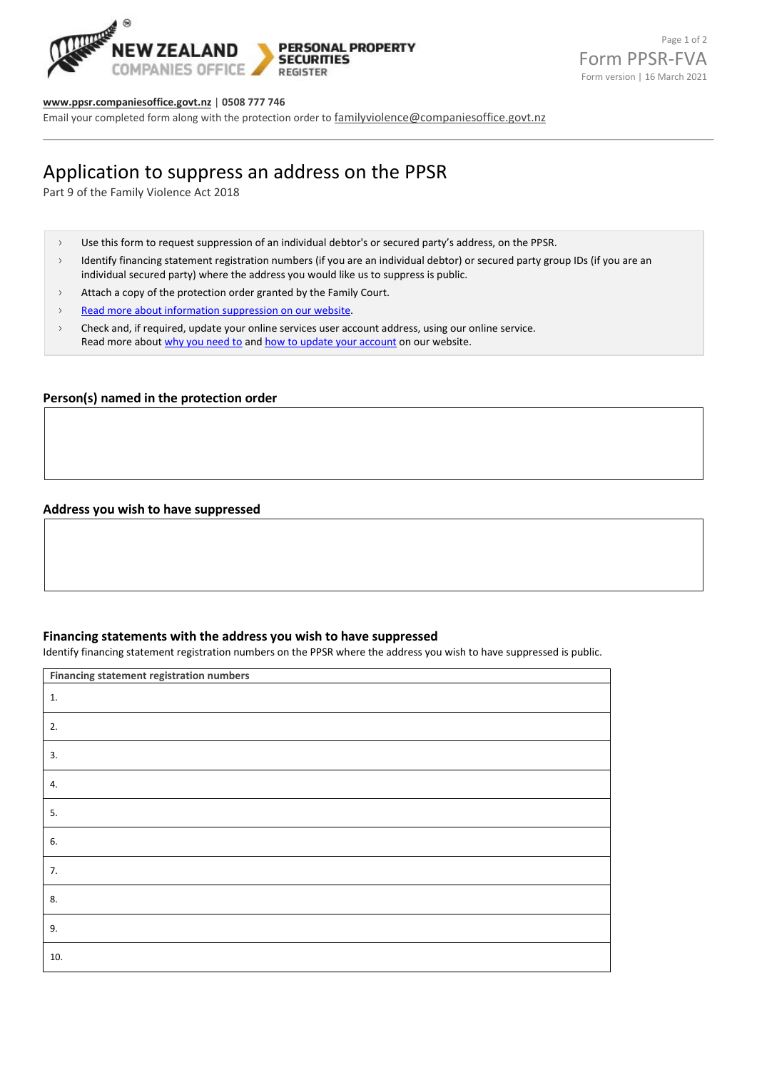**NEW ZEALAND COMPANIES OFFICE** | **PERSONAL PROPERTY SECURITIES REGISTER**

Form PPSR-FVA
Form version | 16 March 2021

**www.ppsr.companiesoffice.govt.nz** | **0508 777 746**
Email your completed form along with the protection order to familyviolence@companiesoffice.govt.nz

# Application to suppress an address on the PPSR

Part 9 of the Family Violence Act 2018

- Use this form to request suppression of an individual debtor's or secured party's address, on the PPSR.
- Identify financing statement registration numbers (if you are an individual debtor) or secured party group IDs (if you are an individual secured party) where the address you would like us to suppress is public.
- Attach a copy of the protection order granted by the Family Court.
- Read more about information suppression on our website.
- Check and, if required, update your online services user account address, using our online service. Read more about why you need to and how to update your account on our website.

## Person(s) named in the protection order

| |
|---|
| |

## Address you wish to have suppressed

| |
|---|
| |

## Financing statements with the address you wish to have suppressed

Identify financing statement registration numbers on the PPSR where the address you wish to have suppressed is public.

| Financing statement registration numbers |
|---|
| 1. |
| 2. |
| 3. |
| 4. |
| 5. |
| 6. |
| 7. |
| 8. |
| 9. |
| 10. |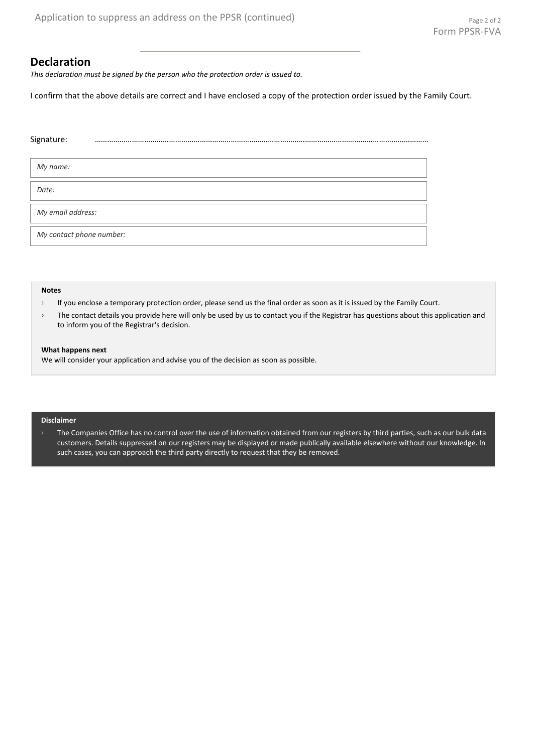## Declaration

*This declaration must be signed by the person who the protection order is issued to.*

I confirm that the above details are correct and I have enclosed a copy of the protection order issued by the Family Court.

Signature: ……………………………………………………………………………………………………………………………………………

| |
|---|
| *My name:* |
| *Date:* |
| *My email address:* |
| *My contact phone number:* |

**Notes**

- If you enclose a temporary protection order, please send us the final order as soon as it is issued by the Family Court.
- The contact details you provide here will only be used by us to contact you if the Registrar has questions about this application and to inform you of the Registrar's decision.

**What happens next**

We will consider your application and advise you of the decision as soon as possible.

**Disclaimer**

- The Companies Office has no control over the use of information obtained from our registers by third parties, such as our bulk data customers. Details suppressed on our registers may be displayed or made publically available elsewhere without our knowledge. In such cases, you can approach the third party directly to request that they be removed.